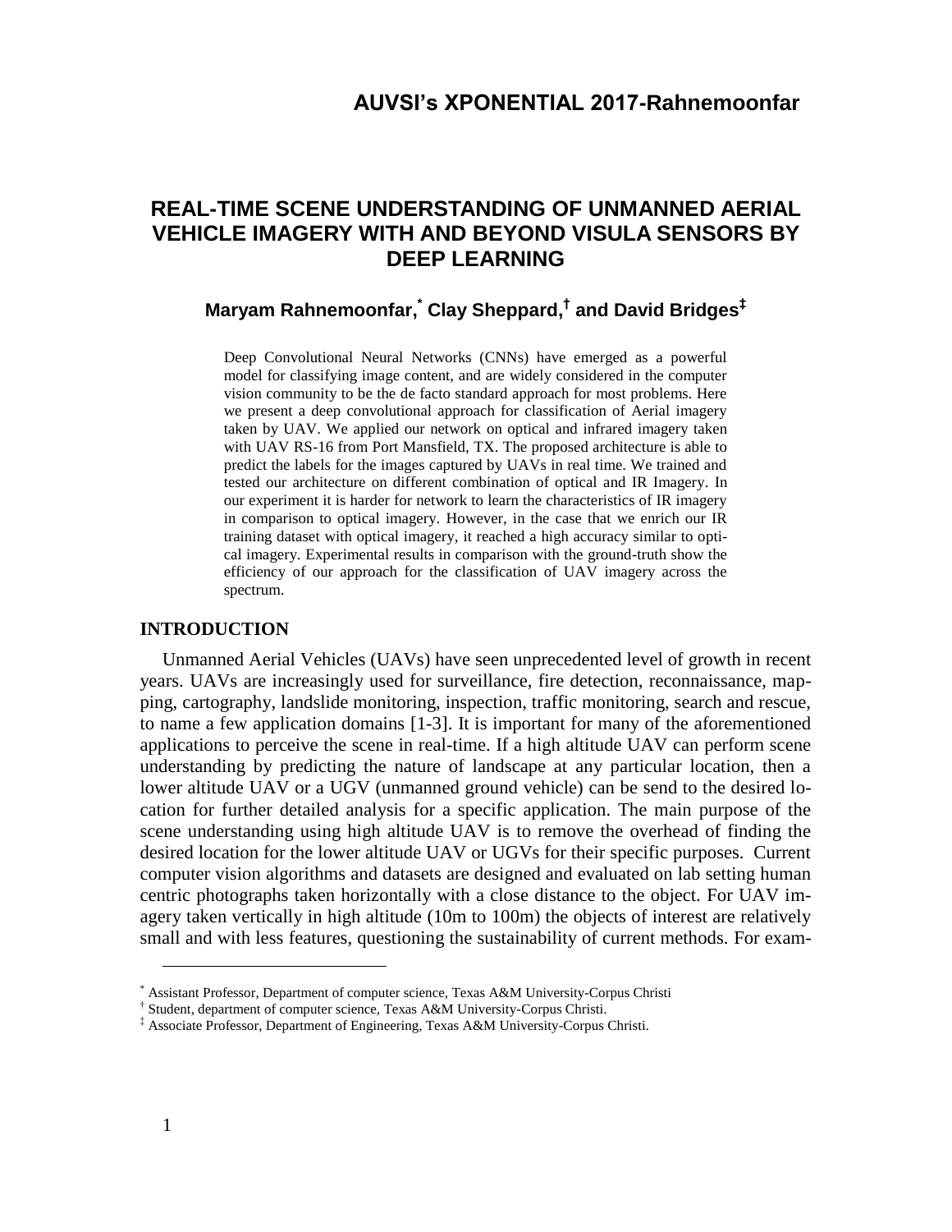# REAL-TIME SCENE UNDERSTANDING OF UNMANNED AERIAL VEHICLE IMAGERY WITH AND BEYOND VISULA SENSORS BY DEEP LEARNING

**Maryam Rahnemoonfar,[*] Clay Sheppard,[†] and David Bridges[‡]**

Deep Convolutional Neural Networks (CNNs) have emerged as a powerful model for classifying image content, and are widely considered in the computer vision community to be the de facto standard approach for most problems. Here we present a deep convolutional approach for classification of Aerial imagery taken by UAV. We applied our network on optical and infrared imagery taken with UAV RS-16 from Port Mansfield, TX. The proposed architecture is able to predict the labels for the images captured by UAVs in real time. We trained and tested our architecture on different combination of optical and IR Imagery. In our experiment it is harder for network to learn the characteristics of IR imagery in comparison to optical imagery. However, in the case that we enrich our IR training dataset with optical imagery, it reached a high accuracy similar to optical imagery. Experimental results in comparison with the ground-truth show the efficiency of our approach for the classification of UAV imagery across the spectrum.

## INTRODUCTION

Unmanned Aerial Vehicles (UAVs) have seen unprecedented level of growth in recent years. UAVs are increasingly used for surveillance, fire detection, reconnaissance, mapping, cartography, landslide monitoring, inspection, traffic monitoring, search and rescue, to name a few application domains [1-3]. It is important for many of the aforementioned applications to perceive the scene in real-time. If a high altitude UAV can perform scene understanding by predicting the nature of landscape at any particular location, then a lower altitude UAV or a UGV (unmanned ground vehicle) can be send to the desired location for further detailed analysis for a specific application. The main purpose of the scene understanding using high altitude UAV is to remove the overhead of finding the desired location for the lower altitude UAV or UGVs for their specific purposes. Current computer vision algorithms and datasets are designed and evaluated on lab setting human centric photographs taken horizontally with a close distance to the object. For UAV imagery taken vertically in high altitude (10m to 100m) the objects of interest are relatively small and with less features, questioning the sustainability of current methods. For exam-

[*] Assistant Professor, Department of computer science, Texas A&M University-Corpus Christi

[†] Student, department of computer science, Texas A&M University-Corpus Christi.

[‡] Associate Professor, Department of Engineering, Texas A&M University-Corpus Christi.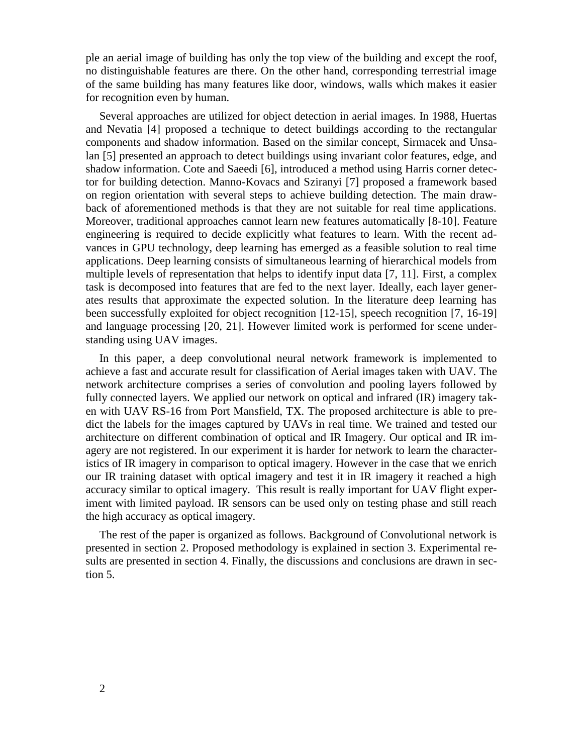ple an aerial image of building has only the top view of the building and except the roof, no distinguishable features are there. On the other hand, corresponding terrestrial image of the same building has many features like door, windows, walls which makes it easier for recognition even by human.

Several approaches are utilized for object detection in aerial images. In 1988, Huertas and Nevatia [4] proposed a technique to detect buildings according to the rectangular components and shadow information. Based on the similar concept, Sirmacek and Unsalan [5] presented an approach to detect buildings using invariant color features, edge, and shadow information. Cote and Saeedi [6], introduced a method using Harris corner detector for building detection. Manno-Kovacs and Sziranyi [7] proposed a framework based on region orientation with several steps to achieve building detection. The main drawback of aforementioned methods is that they are not suitable for real time applications. Moreover, traditional approaches cannot learn new features automatically [8-10]. Feature engineering is required to decide explicitly what features to learn. With the recent advances in GPU technology, deep learning has emerged as a feasible solution to real time applications. Deep learning consists of simultaneous learning of hierarchical models from multiple levels of representation that helps to identify input data [7, 11]. First, a complex task is decomposed into features that are fed to the next layer. Ideally, each layer generates results that approximate the expected solution. In the literature deep learning has been successfully exploited for object recognition [12-15], speech recognition [7, 16-19] and language processing [20, 21]. However limited work is performed for scene understanding using UAV images.

In this paper, a deep convolutional neural network framework is implemented to achieve a fast and accurate result for classification of Aerial images taken with UAV. The network architecture comprises a series of convolution and pooling layers followed by fully connected layers. We applied our network on optical and infrared (IR) imagery taken with UAV RS-16 from Port Mansfield, TX. The proposed architecture is able to predict the labels for the images captured by UAVs in real time. We trained and tested our architecture on different combination of optical and IR Imagery. Our optical and IR imagery are not registered. In our experiment it is harder for network to learn the characteristics of IR imagery in comparison to optical imagery. However in the case that we enrich our IR training dataset with optical imagery and test it in IR imagery it reached a high accuracy similar to optical imagery. This result is really important for UAV flight experiment with limited payload. IR sensors can be used only on testing phase and still reach the high accuracy as optical imagery.

The rest of the paper is organized as follows. Background of Convolutional network is presented in section 2. Proposed methodology is explained in section 3. Experimental results are presented in section 4. Finally, the discussions and conclusions are drawn in section 5.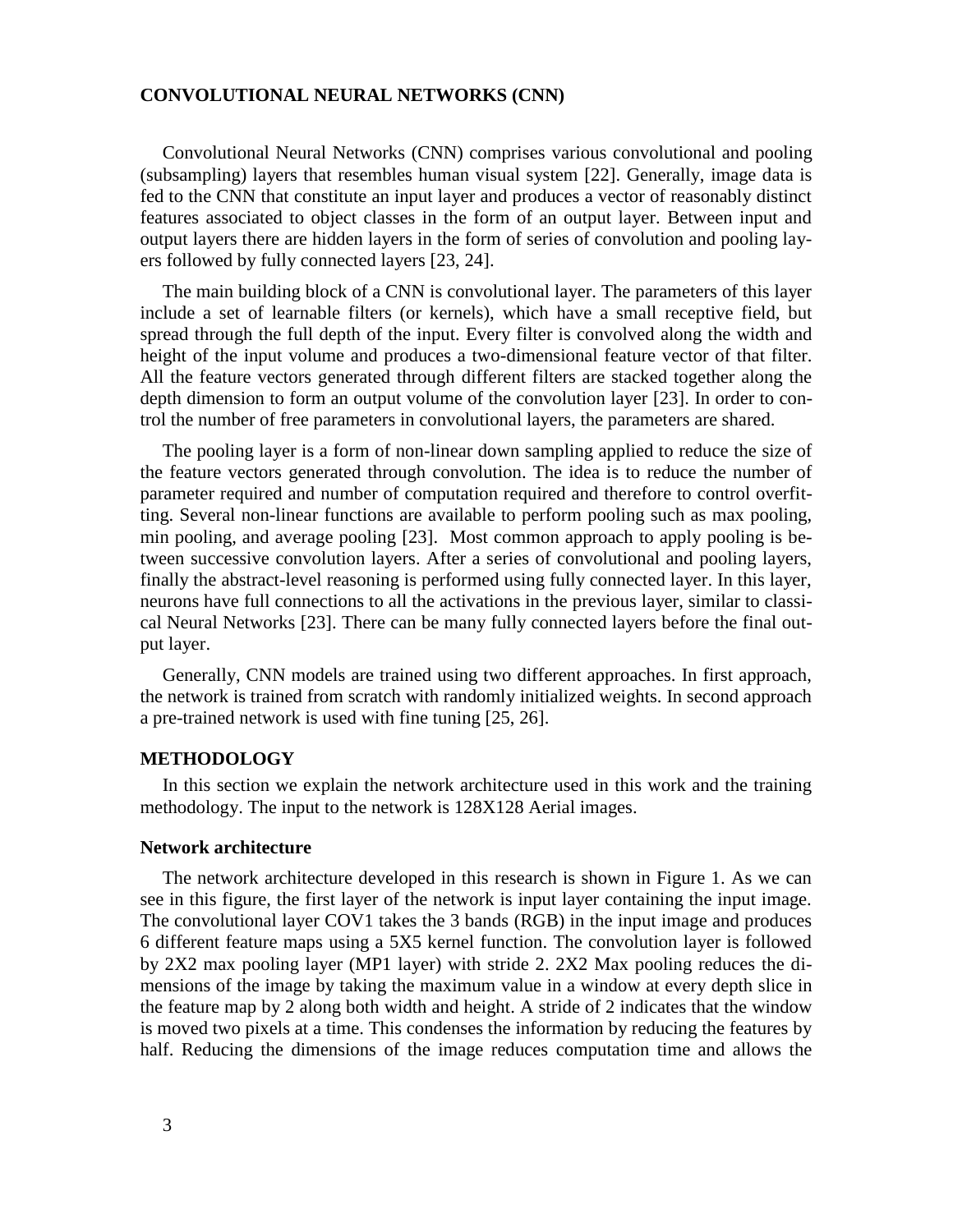## CONVOLUTIONAL NEURAL NETWORKS (CNN)

Convolutional Neural Networks (CNN) comprises various convolutional and pooling (subsampling) layers that resembles human visual system [22]. Generally, image data is fed to the CNN that constitute an input layer and produces a vector of reasonably distinct features associated to object classes in the form of an output layer. Between input and output layers there are hidden layers in the form of series of convolution and pooling layers followed by fully connected layers [23, 24].

The main building block of a CNN is convolutional layer. The parameters of this layer include a set of learnable filters (or kernels), which have a small receptive field, but spread through the full depth of the input. Every filter is convolved along the width and height of the input volume and produces a two-dimensional feature vector of that filter. All the feature vectors generated through different filters are stacked together along the depth dimension to form an output volume of the convolution layer [23]. In order to control the number of free parameters in convolutional layers, the parameters are shared.

The pooling layer is a form of non-linear down sampling applied to reduce the size of the feature vectors generated through convolution. The idea is to reduce the number of parameter required and number of computation required and therefore to control overfitting. Several non-linear functions are available to perform pooling such as max pooling, min pooling, and average pooling [23]. Most common approach to apply pooling is between successive convolution layers. After a series of convolutional and pooling layers, finally the abstract-level reasoning is performed using fully connected layer. In this layer, neurons have full connections to all the activations in the previous layer, similar to classical Neural Networks [23]. There can be many fully connected layers before the final output layer.

Generally, CNN models are trained using two different approaches. In first approach, the network is trained from scratch with randomly initialized weights. In second approach a pre-trained network is used with fine tuning [25, 26].

## METHODOLOGY

In this section we explain the network architecture used in this work and the training methodology. The input to the network is 128X128 Aerial images.

### Network architecture

The network architecture developed in this research is shown in Figure 1. As we can see in this figure, the first layer of the network is input layer containing the input image. The convolutional layer COV1 takes the 3 bands (RGB) in the input image and produces 6 different feature maps using a 5X5 kernel function. The convolution layer is followed by 2X2 max pooling layer (MP1 layer) with stride 2. 2X2 Max pooling reduces the dimensions of the image by taking the maximum value in a window at every depth slice in the feature map by 2 along both width and height. A stride of 2 indicates that the window is moved two pixels at a time. This condenses the information by reducing the features by half. Reducing the dimensions of the image reduces computation time and allows the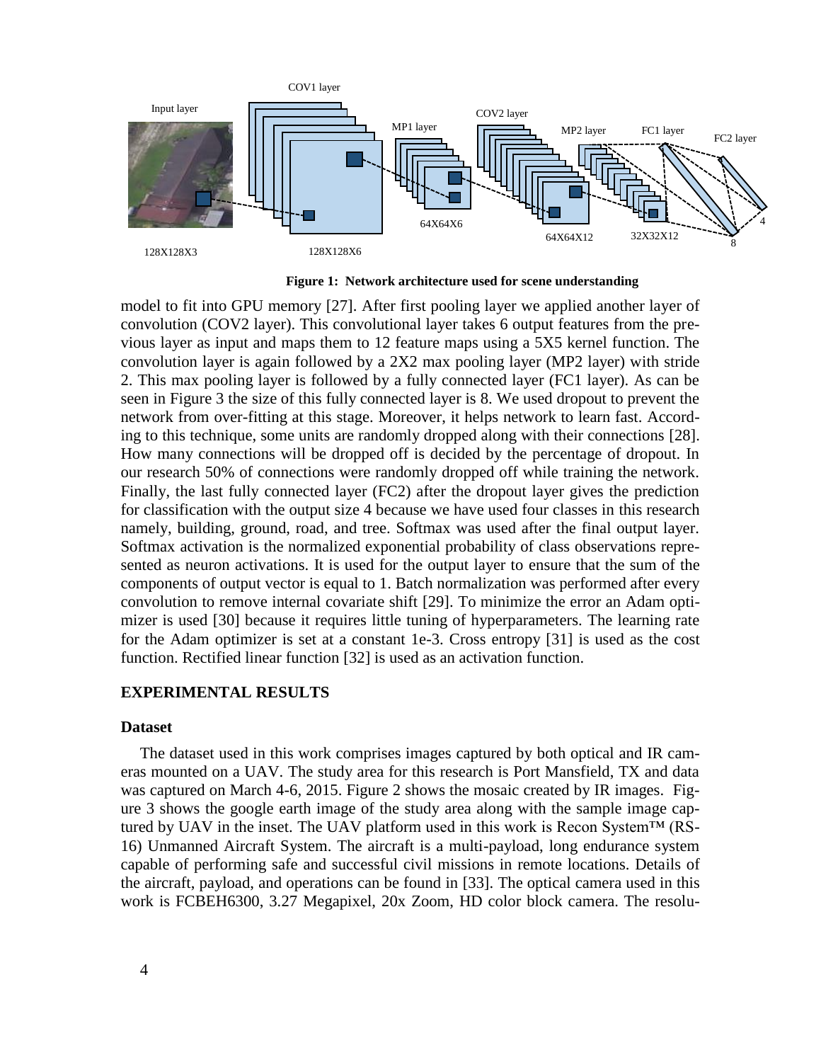**Figure 1: Network architecture used for scene understanding**

model to fit into GPU memory [27]. After first pooling layer we applied another layer of convolution (COV2 layer). This convolutional layer takes 6 output features from the previous layer as input and maps them to 12 feature maps using a 5X5 kernel function. The convolution layer is again followed by a 2X2 max pooling layer (MP2 layer) with stride 2. This max pooling layer is followed by a fully connected layer (FC1 layer). As can be seen in Figure 3 the size of this fully connected layer is 8. We used dropout to prevent the network from over-fitting at this stage. Moreover, it helps network to learn fast. According to this technique, some units are randomly dropped along with their connections [28]. How many connections will be dropped off is decided by the percentage of dropout. In our research 50% of connections were randomly dropped off while training the network. Finally, the last fully connected layer (FC2) after the dropout layer gives the prediction for classification with the output size 4 because we have used four classes in this research namely, building, ground, road, and tree. Softmax was used after the final output layer. Softmax activation is the normalized exponential probability of class observations represented as neuron activations. It is used for the output layer to ensure that the sum of the components of output vector is equal to 1. Batch normalization was performed after every convolution to remove internal covariate shift [29]. To minimize the error an Adam optimizer is used [30] because it requires little tuning of hyperparameters. The learning rate for the Adam optimizer is set at a constant 1e-3. Cross entropy [31] is used as the cost function. Rectified linear function [32] is used as an activation function.

## EXPERIMENTAL RESULTS

### Dataset

The dataset used in this work comprises images captured by both optical and IR cameras mounted on a UAV. The study area for this research is Port Mansfield, TX and data was captured on March 4-6, 2015. Figure 2 shows the mosaic created by IR images. Figure 3 shows the google earth image of the study area along with the sample image captured by UAV in the inset. The UAV platform used in this work is Recon System™ (RS-16) Unmanned Aircraft System. The aircraft is a multi-payload, long endurance system capable of performing safe and successful civil missions in remote locations. Details of the aircraft, payload, and operations can be found in [33]. The optical camera used in this work is FCBEH6300, 3.27 Megapixel, 20x Zoom, HD color block camera. The resolu-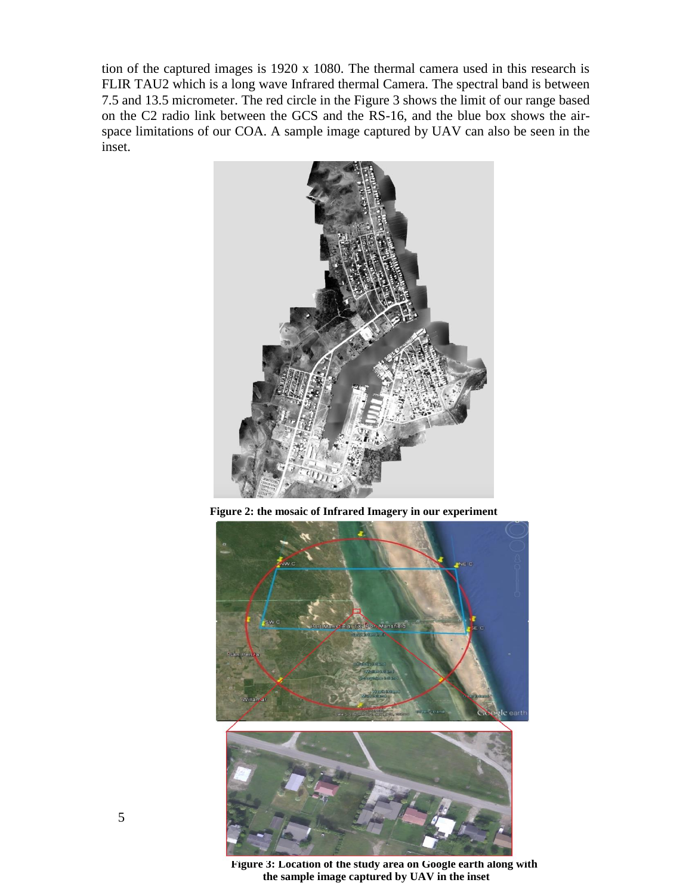tion of the captured images is 1920 x 1080. The thermal camera used in this research is FLIR TAU2 which is a long wave Infrared thermal Camera. The spectral band is between 7.5 and 13.5 micrometer. The red circle in the Figure 3 shows the limit of our range based on the C2 radio link between the GCS and the RS-16, and the blue box shows the airspace limitations of our COA. A sample image captured by UAV can also be seen in the inset.

**Figure 2: the mosaic of Infrared Imagery in our experiment**

**Figure 3: Location of the study area on Google earth along with the sample image captured by UAV in the inset**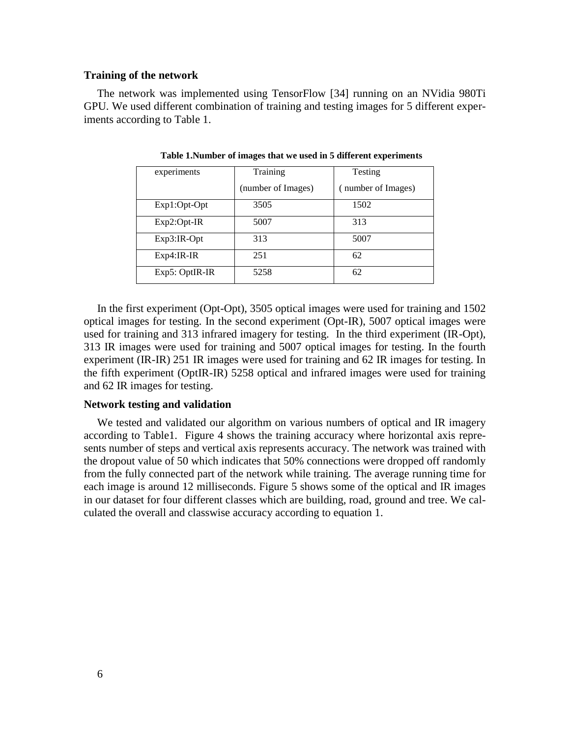### Training of the network

The network was implemented using TensorFlow [34] running on an NVidia 980Ti GPU. We used different combination of training and testing images for 5 different experiments according to Table 1.

**Table 1.Number of images that we used in 5 different experiments**

| experiments | Training (number of Images) | Testing ( number of Images) |
|---|---|---|
| Exp1:Opt-Opt | 3505 | 1502 |
| Exp2:Opt-IR | 5007 | 313 |
| Exp3:IR-Opt | 313 | 5007 |
| Exp4:IR-IR | 251 | 62 |
| Exp5: OptIR-IR | 5258 | 62 |

In the first experiment (Opt-Opt), 3505 optical images were used for training and 1502 optical images for testing. In the second experiment (Opt-IR), 5007 optical images were used for training and 313 infrared imagery for testing. In the third experiment (IR-Opt), 313 IR images were used for training and 5007 optical images for testing. In the fourth experiment (IR-IR) 251 IR images were used for training and 62 IR images for testing. In the fifth experiment (OptIR-IR) 5258 optical and infrared images were used for training and 62 IR images for testing.

### Network testing and validation

We tested and validated our algorithm on various numbers of optical and IR imagery according to Table1. Figure 4 shows the training accuracy where horizontal axis represents number of steps and vertical axis represents accuracy. The network was trained with the dropout value of 50 which indicates that 50% connections were dropped off randomly from the fully connected part of the network while training. The average running time for each image is around 12 milliseconds. Figure 5 shows some of the optical and IR images in our dataset for four different classes which are building, road, ground and tree. We calculated the overall and classwise accuracy according to equation 1.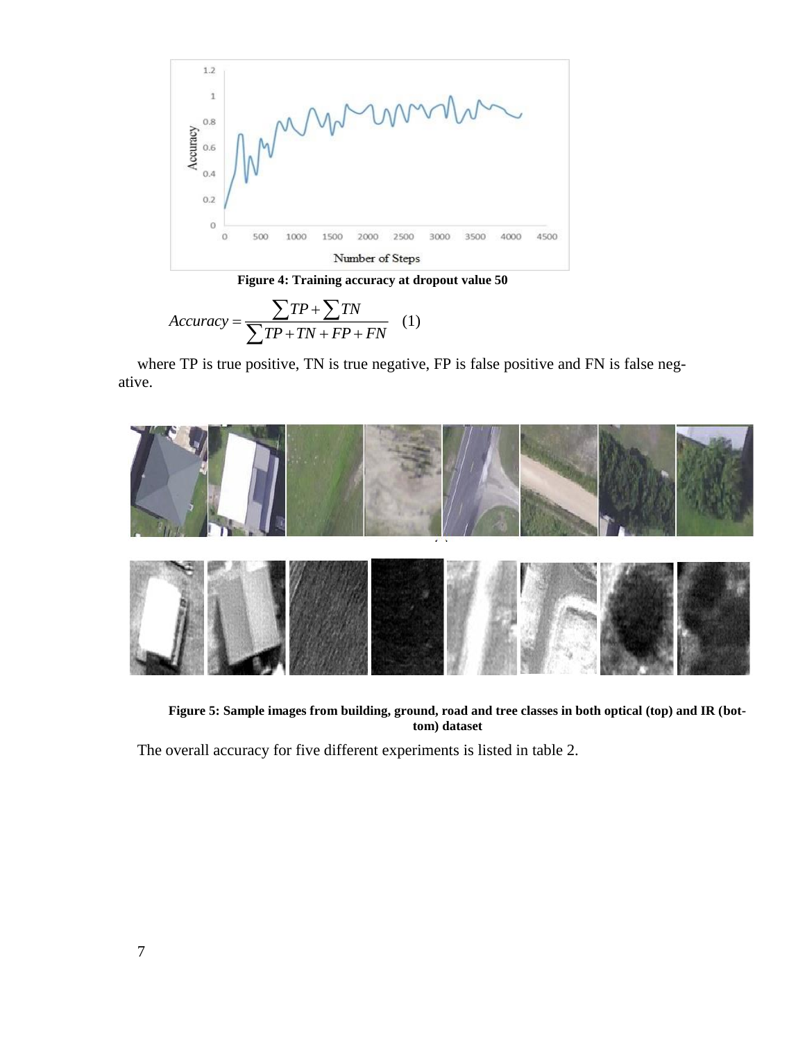Figure 4: Training accuracy at dropout value 50

$$Accuracy = \frac{\sum TP + \sum TN}{\sum TP + TN + FP + FN} \quad (1)$$

where TP is true positive, TN is true negative, FP is false positive and FN is false negative.

Figure 5: Sample images from building, ground, road and tree classes in both optical (top) and IR (bottom) dataset

The overall accuracy for five different experiments is listed in table 2.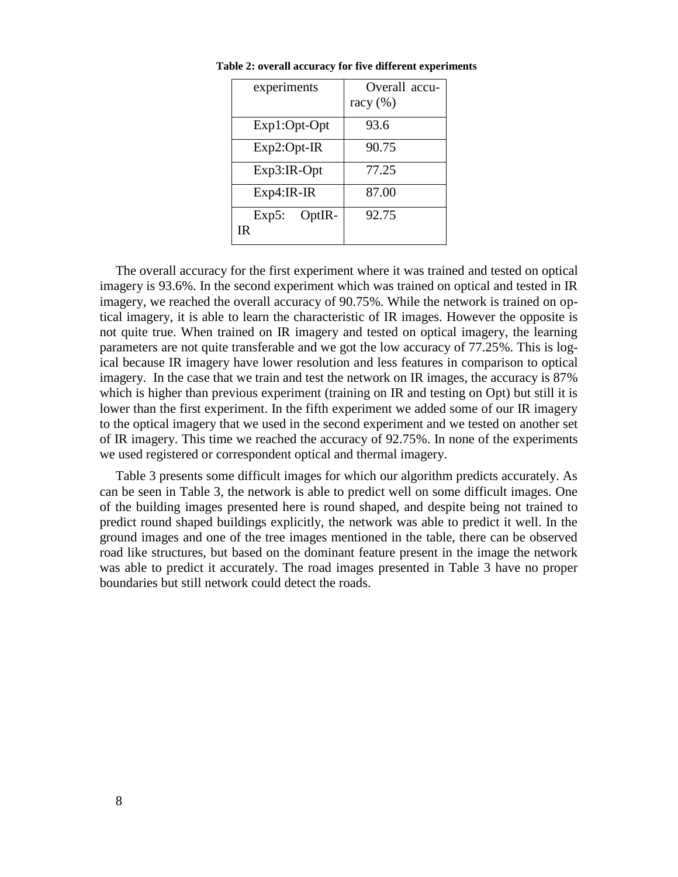**Table 2: overall accuracy for five different experiments**

| experiments | Overall accuracy (%) |
|---|---|
| Exp1:Opt-Opt | 93.6 |
| Exp2:Opt-IR | 90.75 |
| Exp3:IR-Opt | 77.25 |
| Exp4:IR-IR | 87.00 |
| Exp5: OptIR-IR | 92.75 |

The overall accuracy for the first experiment where it was trained and tested on optical imagery is 93.6%. In the second experiment which was trained on optical and tested in IR imagery, we reached the overall accuracy of 90.75%. While the network is trained on optical imagery, it is able to learn the characteristic of IR images. However the opposite is not quite true. When trained on IR imagery and tested on optical imagery, the learning parameters are not quite transferable and we got the low accuracy of 77.25%. This is logical because IR imagery have lower resolution and less features in comparison to optical imagery. In the case that we train and test the network on IR images, the accuracy is 87% which is higher than previous experiment (training on IR and testing on Opt) but still it is lower than the first experiment. In the fifth experiment we added some of our IR imagery to the optical imagery that we used in the second experiment and we tested on another set of IR imagery. This time we reached the accuracy of 92.75%. In none of the experiments we used registered or correspondent optical and thermal imagery.

Table 3 presents some difficult images for which our algorithm predicts accurately. As can be seen in Table 3, the network is able to predict well on some difficult images. One of the building images presented here is round shaped, and despite being not trained to predict round shaped buildings explicitly, the network was able to predict it well. In the ground images and one of the tree images mentioned in the table, there can be observed road like structures, but based on the dominant feature present in the image the network was able to predict it accurately. The road images presented in Table 3 have no proper boundaries but still network could detect the roads.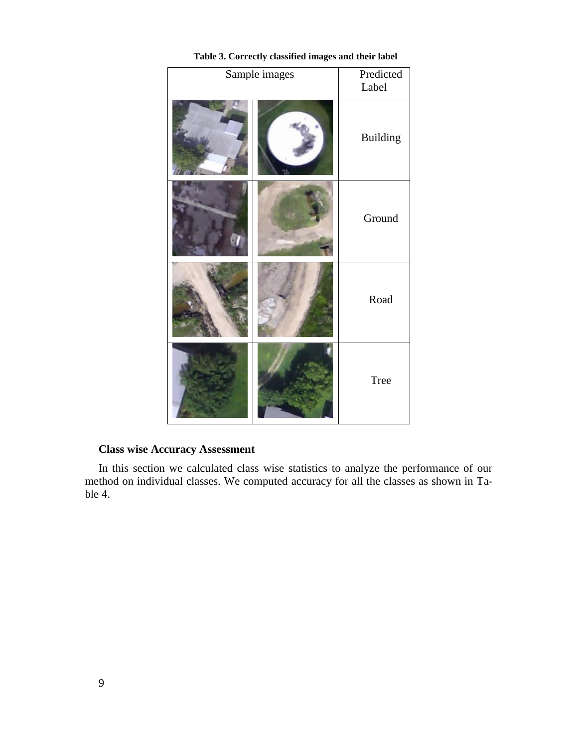**Table 3. Correctly classified images and their label**

| Sample images | | Predicted Label |
|---|---|---|
| | | Building |
| | | Ground |
| | | Road |
| | | Tree |

**Class wise Accuracy Assessment**

In this section we calculated class wise statistics to analyze the performance of our method on individual classes. We computed accuracy for all the classes as shown in Table 4.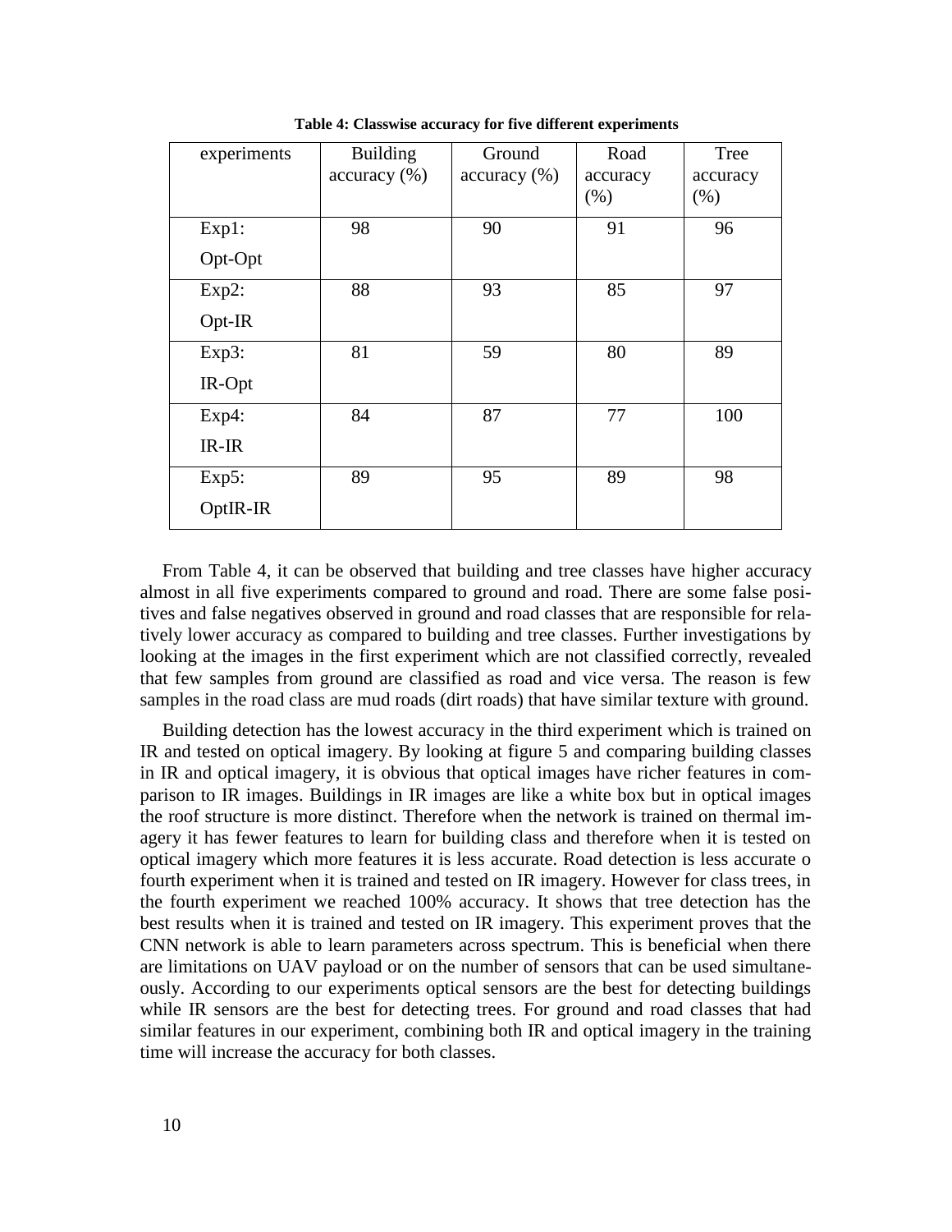**Table 4: Classwise accuracy for five different experiments**

| experiments | Building accuracy (%) | Ground accuracy (%) | Road accuracy (%) | Tree accuracy (%) |
|---|---|---|---|---|
| Exp1: Opt-Opt | 98 | 90 | 91 | 96 |
| Exp2: Opt-IR | 88 | 93 | 85 | 97 |
| Exp3: IR-Opt | 81 | 59 | 80 | 89 |
| Exp4: IR-IR | 84 | 87 | 77 | 100 |
| Exp5: OptIR-IR | 89 | 95 | 89 | 98 |

From Table 4, it can be observed that building and tree classes have higher accuracy almost in all five experiments compared to ground and road. There are some false positives and false negatives observed in ground and road classes that are responsible for relatively lower accuracy as compared to building and tree classes. Further investigations by looking at the images in the first experiment which are not classified correctly, revealed that few samples from ground are classified as road and vice versa. The reason is few samples in the road class are mud roads (dirt roads) that have similar texture with ground.

Building detection has the lowest accuracy in the third experiment which is trained on IR and tested on optical imagery. By looking at figure 5 and comparing building classes in IR and optical imagery, it is obvious that optical images have richer features in comparison to IR images. Buildings in IR images are like a white box but in optical images the roof structure is more distinct. Therefore when the network is trained on thermal imagery it has fewer features to learn for building class and therefore when it is tested on optical imagery which more features it is less accurate. Road detection is less accurate o fourth experiment when it is trained and tested on IR imagery. However for class trees, in the fourth experiment we reached 100% accuracy. It shows that tree detection has the best results when it is trained and tested on IR imagery. This experiment proves that the CNN network is able to learn parameters across spectrum. This is beneficial when there are limitations on UAV payload or on the number of sensors that can be used simultaneously. According to our experiments optical sensors are the best for detecting buildings while IR sensors are the best for detecting trees. For ground and road classes that had similar features in our experiment, combining both IR and optical imagery in the training time will increase the accuracy for both classes.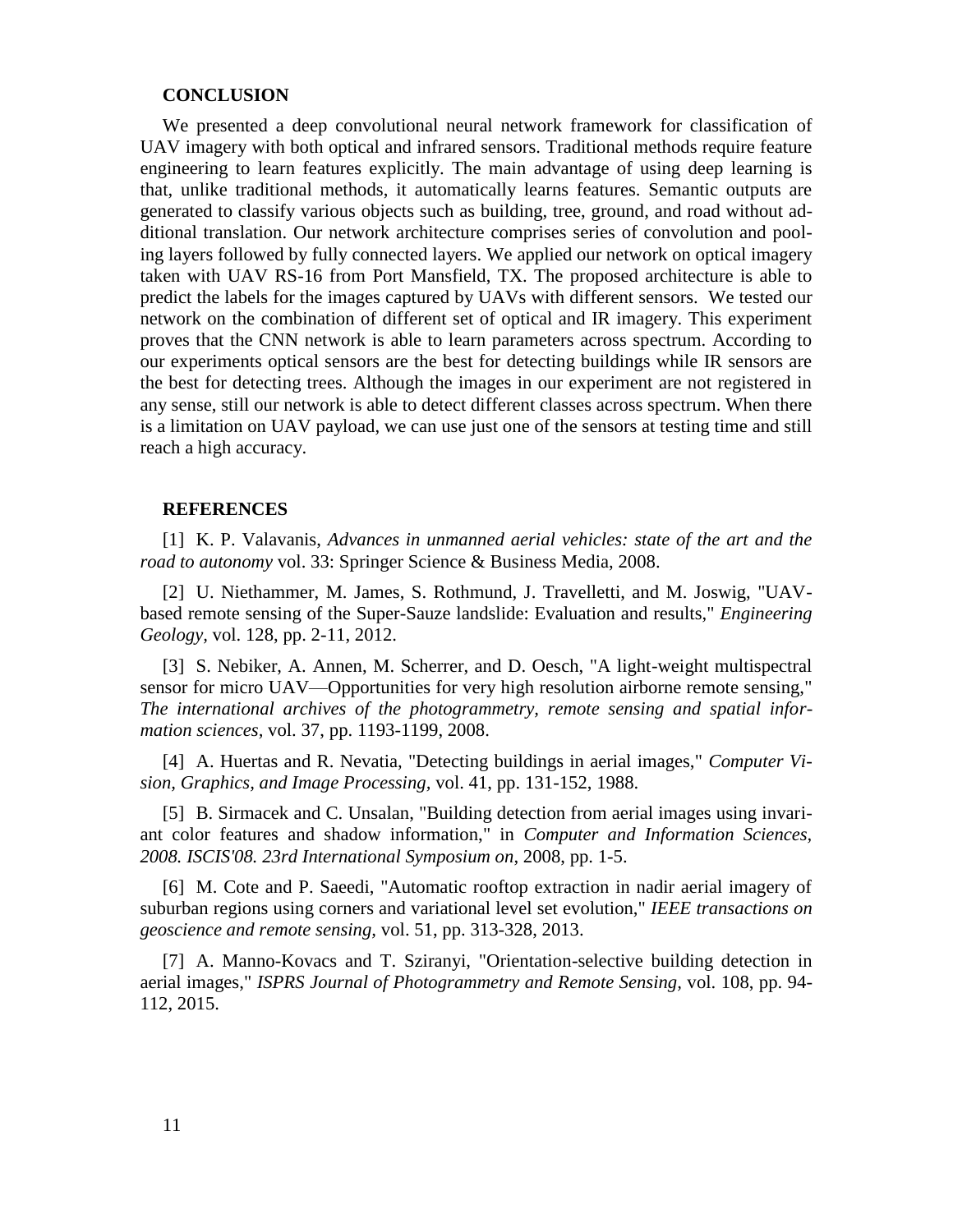## CONCLUSION

We presented a deep convolutional neural network framework for classification of UAV imagery with both optical and infrared sensors. Traditional methods require feature engineering to learn features explicitly. The main advantage of using deep learning is that, unlike traditional methods, it automatically learns features. Semantic outputs are generated to classify various objects such as building, tree, ground, and road without additional translation. Our network architecture comprises series of convolution and pooling layers followed by fully connected layers. We applied our network on optical imagery taken with UAV RS-16 from Port Mansfield, TX. The proposed architecture is able to predict the labels for the images captured by UAVs with different sensors. We tested our network on the combination of different set of optical and IR imagery. This experiment proves that the CNN network is able to learn parameters across spectrum. According to our experiments optical sensors are the best for detecting buildings while IR sensors are the best for detecting trees. Although the images in our experiment are not registered in any sense, still our network is able to detect different classes across spectrum. When there is a limitation on UAV payload, we can use just one of the sensors at testing time and still reach a high accuracy.

## REFERENCES

[1] K. P. Valavanis, *Advances in unmanned aerial vehicles: state of the art and the road to autonomy* vol. 33: Springer Science & Business Media, 2008.

[2] U. Niethammer, M. James, S. Rothmund, J. Travelletti, and M. Joswig, "UAV-based remote sensing of the Super-Sauze landslide: Evaluation and results," *Engineering Geology,* vol. 128, pp. 2-11, 2012.

[3] S. Nebiker, A. Annen, M. Scherrer, and D. Oesch, "A light-weight multispectral sensor for micro UAV—Opportunities for very high resolution airborne remote sensing," *The international archives of the photogrammetry, remote sensing and spatial information sciences,* vol. 37, pp. 1193-1199, 2008.

[4] A. Huertas and R. Nevatia, "Detecting buildings in aerial images," *Computer Vision, Graphics, and Image Processing,* vol. 41, pp. 131-152, 1988.

[5] B. Sirmacek and C. Unsalan, "Building detection from aerial images using invariant color features and shadow information," in *Computer and Information Sciences, 2008. ISCIS'08. 23rd International Symposium on*, 2008, pp. 1-5.

[6] M. Cote and P. Saeedi, "Automatic rooftop extraction in nadir aerial imagery of suburban regions using corners and variational level set evolution," *IEEE transactions on geoscience and remote sensing,* vol. 51, pp. 313-328, 2013.

[7] A. Manno-Kovacs and T. Sziranyi, "Orientation-selective building detection in aerial images," *ISPRS Journal of Photogrammetry and Remote Sensing,* vol. 108, pp. 94-112, 2015.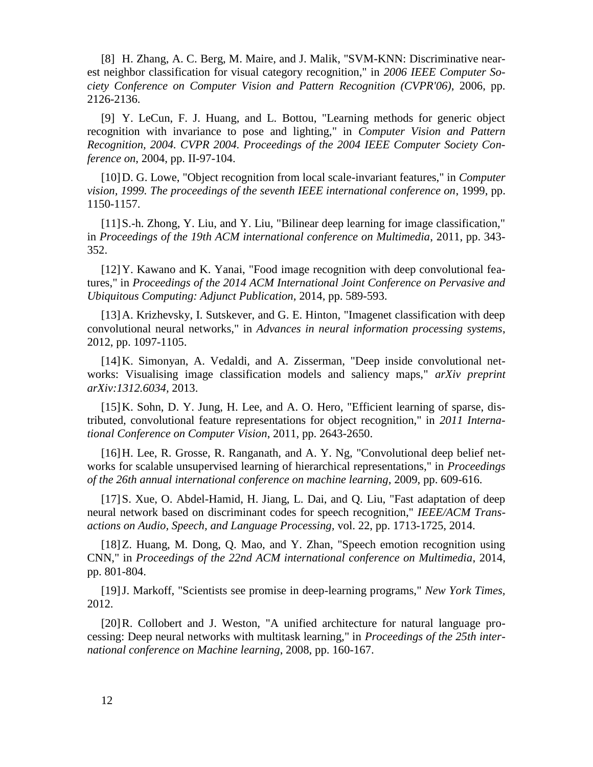[8] H. Zhang, A. C. Berg, M. Maire, and J. Malik, "SVM-KNN: Discriminative nearest neighbor classification for visual category recognition," in *2006 IEEE Computer Society Conference on Computer Vision and Pattern Recognition (CVPR'06)*, 2006, pp. 2126-2136.

[9] Y. LeCun, F. J. Huang, and L. Bottou, "Learning methods for generic object recognition with invariance to pose and lighting," in *Computer Vision and Pattern Recognition, 2004. CVPR 2004. Proceedings of the 2004 IEEE Computer Society Conference on*, 2004, pp. II-97-104.

[10] D. G. Lowe, "Object recognition from local scale-invariant features," in *Computer vision, 1999. The proceedings of the seventh IEEE international conference on*, 1999, pp. 1150-1157.

[11] S.-h. Zhong, Y. Liu, and Y. Liu, "Bilinear deep learning for image classification," in *Proceedings of the 19th ACM international conference on Multimedia*, 2011, pp. 343-352.

[12] Y. Kawano and K. Yanai, "Food image recognition with deep convolutional features," in *Proceedings of the 2014 ACM International Joint Conference on Pervasive and Ubiquitous Computing: Adjunct Publication*, 2014, pp. 589-593.

[13] A. Krizhevsky, I. Sutskever, and G. E. Hinton, "Imagenet classification with deep convolutional neural networks," in *Advances in neural information processing systems*, 2012, pp. 1097-1105.

[14] K. Simonyan, A. Vedaldi, and A. Zisserman, "Deep inside convolutional networks: Visualising image classification models and saliency maps," *arXiv preprint arXiv:1312.6034*, 2013.

[15] K. Sohn, D. Y. Jung, H. Lee, and A. O. Hero, "Efficient learning of sparse, distributed, convolutional feature representations for object recognition," in *2011 International Conference on Computer Vision*, 2011, pp. 2643-2650.

[16] H. Lee, R. Grosse, R. Ranganath, and A. Y. Ng, "Convolutional deep belief networks for scalable unsupervised learning of hierarchical representations," in *Proceedings of the 26th annual international conference on machine learning*, 2009, pp. 609-616.

[17] S. Xue, O. Abdel-Hamid, H. Jiang, L. Dai, and Q. Liu, "Fast adaptation of deep neural network based on discriminant codes for speech recognition," *IEEE/ACM Transactions on Audio, Speech, and Language Processing,* vol. 22, pp. 1713-1725, 2014.

[18] Z. Huang, M. Dong, Q. Mao, and Y. Zhan, "Speech emotion recognition using CNN," in *Proceedings of the 22nd ACM international conference on Multimedia*, 2014, pp. 801-804.

[19] J. Markoff, "Scientists see promise in deep-learning programs," *New York Times,* 2012.

[20] R. Collobert and J. Weston, "A unified architecture for natural language processing: Deep neural networks with multitask learning," in *Proceedings of the 25th international conference on Machine learning*, 2008, pp. 160-167.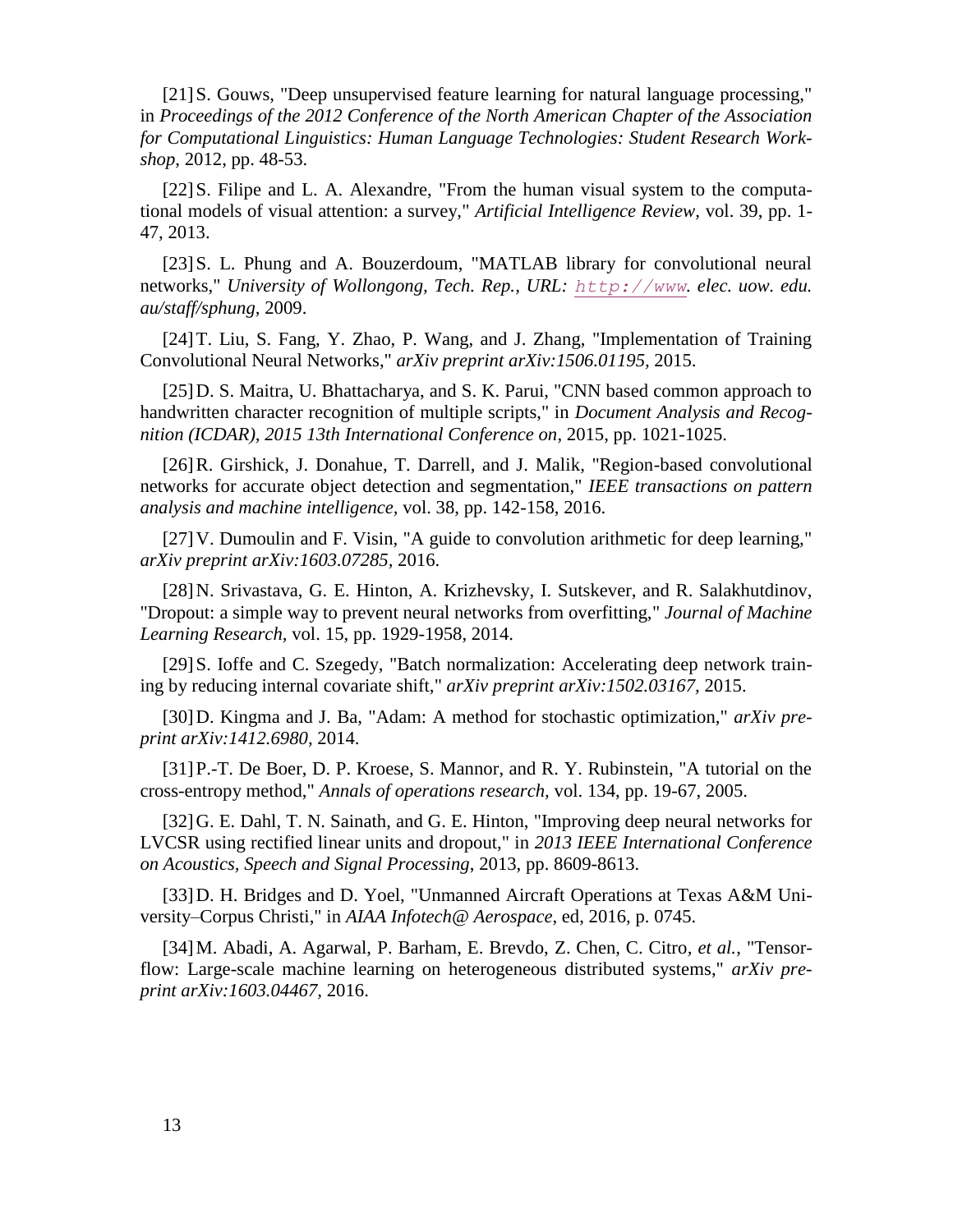[21] S. Gouws, "Deep unsupervised feature learning for natural language processing," in *Proceedings of the 2012 Conference of the North American Chapter of the Association for Computational Linguistics: Human Language Technologies: Student Research Workshop*, 2012, pp. 48-53.

[22] S. Filipe and L. A. Alexandre, "From the human visual system to the computational models of visual attention: a survey," *Artificial Intelligence Review*, vol. 39, pp. 1-47, 2013.

[23] S. L. Phung and A. Bouzerdoum, "MATLAB library for convolutional neural networks," *University of Wollongong, Tech. Rep., URL: http://www. elec. uow. edu. au/staff/sphung*, 2009.

[24] T. Liu, S. Fang, Y. Zhao, P. Wang, and J. Zhang, "Implementation of Training Convolutional Neural Networks," *arXiv preprint arXiv:1506.01195*, 2015.

[25] D. S. Maitra, U. Bhattacharya, and S. K. Parui, "CNN based common approach to handwritten character recognition of multiple scripts," in *Document Analysis and Recognition (ICDAR), 2015 13th International Conference on*, 2015, pp. 1021-1025.

[26] R. Girshick, J. Donahue, T. Darrell, and J. Malik, "Region-based convolutional networks for accurate object detection and segmentation," *IEEE transactions on pattern analysis and machine intelligence*, vol. 38, pp. 142-158, 2016.

[27] V. Dumoulin and F. Visin, "A guide to convolution arithmetic for deep learning," *arXiv preprint arXiv:1603.07285*, 2016.

[28] N. Srivastava, G. E. Hinton, A. Krizhevsky, I. Sutskever, and R. Salakhutdinov, "Dropout: a simple way to prevent neural networks from overfitting," *Journal of Machine Learning Research*, vol. 15, pp. 1929-1958, 2014.

[29] S. Ioffe and C. Szegedy, "Batch normalization: Accelerating deep network training by reducing internal covariate shift," *arXiv preprint arXiv:1502.03167*, 2015.

[30] D. Kingma and J. Ba, "Adam: A method for stochastic optimization," *arXiv preprint arXiv:1412.6980*, 2014.

[31] P.-T. De Boer, D. P. Kroese, S. Mannor, and R. Y. Rubinstein, "A tutorial on the cross-entropy method," *Annals of operations research*, vol. 134, pp. 19-67, 2005.

[32] G. E. Dahl, T. N. Sainath, and G. E. Hinton, "Improving deep neural networks for LVCSR using rectified linear units and dropout," in *2013 IEEE International Conference on Acoustics, Speech and Signal Processing*, 2013, pp. 8609-8613.

[33] D. H. Bridges and D. Yoel, "Unmanned Aircraft Operations at Texas A&M University–Corpus Christi," in *AIAA Infotech@ Aerospace*, ed, 2016, p. 0745.

[34] M. Abadi, A. Agarwal, P. Barham, E. Brevdo, Z. Chen, C. Citro, *et al.*, "Tensorflow: Large-scale machine learning on heterogeneous distributed systems," *arXiv preprint arXiv:1603.04467*, 2016.